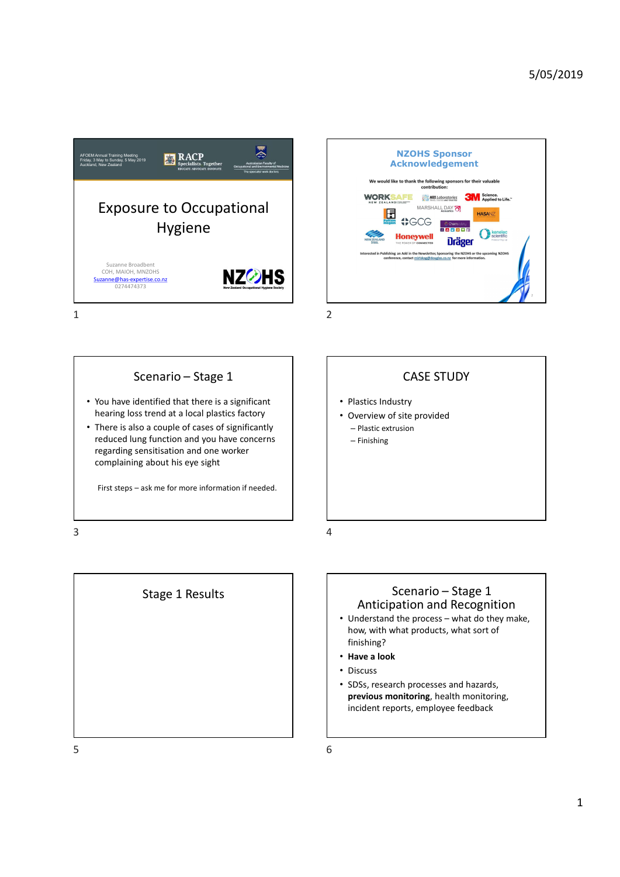AFOEM Annual Training Meeting
Friday, 3 May to Sunday, 5 May 2019
Auckland, New Zealand

RACP Specialists. Together
EDUCATE ADVOCATE INNOVATE

Australasian Faculty of Occupational and Environmental Medicine
The specialist work doctors

# Exposure to Occupational Hygiene

Suzanne Broadbent
COH, MAIOH, MNZOHS
Suzanne@has-expertise.co.nz
0274474373

NZOHS
New Zealand Occupational Hygiene Society

## NZOHS Sponsor Acknowledgement

We would like to thank the following sponsors for their valuable contribution:

WORKSAFE New Zealand, Hill Laboratories, 3M Science. Applied to Life., Marshall Day Acoustics, HASANZ, Fulton Hogan, GCG, Chemsafety, New Zealand Steel, Honeywell, Dräger, kenelec scientific

Interested in Publishing an Add in the Newsletter, Sponsoring the NZOHS or the upcoming NZOHS conference, contact mirisdog@douglas.co.nz for more information.

## Scenario – Stage 1

- You have identified that there is a significant hearing loss trend at a local plastics factory
- There is also a couple of cases of significantly reduced lung function and you have concerns regarding sensitisation and one worker complaining about his eye sight

First steps – ask me for more information if needed.

## CASE STUDY

- Plastics Industry
- Overview of site provided
  - Plastic extrusion
  - Finishing

## Stage 1 Results

## Scenario – Stage 1 Anticipation and Recognition

- Understand the process – what do they make, how, with what products, what sort of finishing?
- **Have a look**
- Discuss
- SDSs, research processes and hazards, **previous monitoring**, health monitoring, incident reports, employee feedback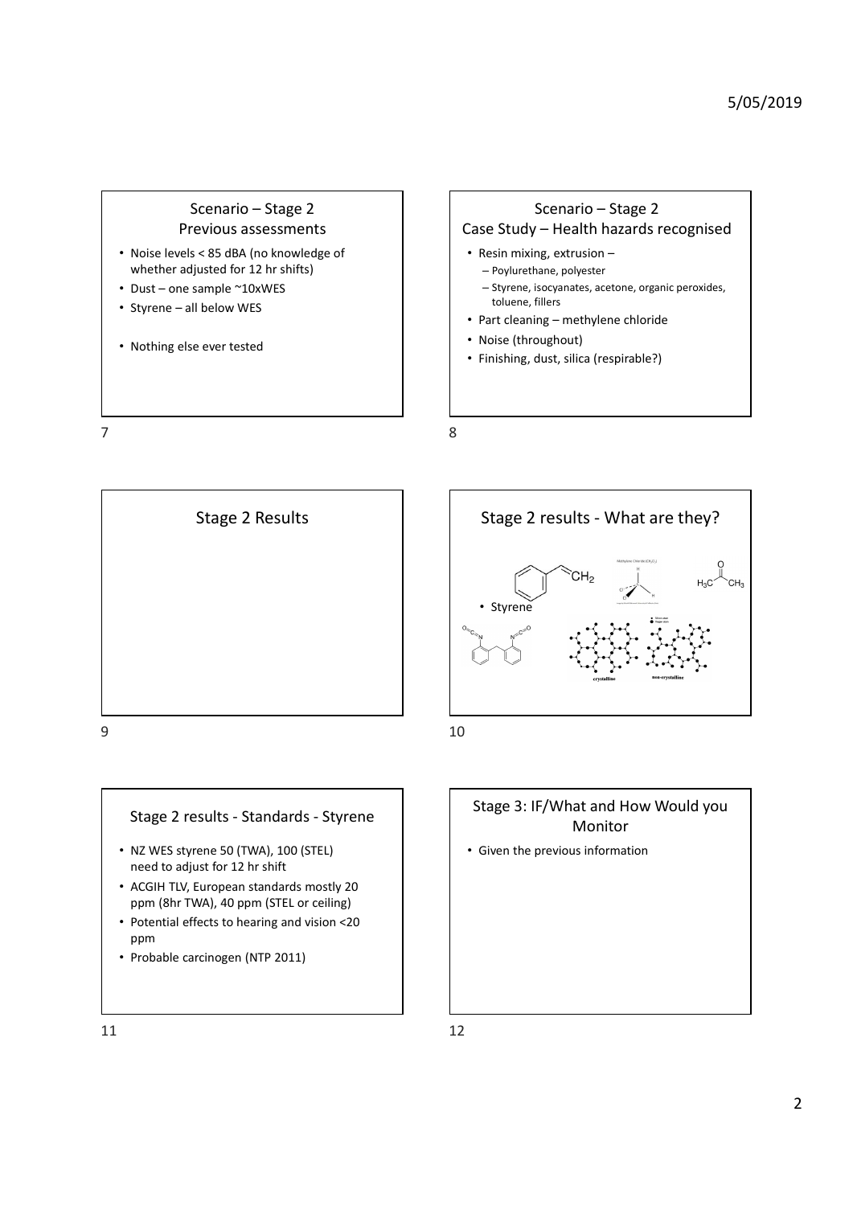## Scenario – Stage 2
### Previous assessments

- Noise levels < 85 dBA (no knowledge of whether adjusted for 12 hr shifts)
- Dust – one sample ~10xWES
- Styrene – all below WES
- Nothing else ever tested

## Scenario – Stage 2
### Case Study – Health hazards recognised

- Resin mixing, extrusion –
  - Poylurethane, polyester
  - Styrene, isocyanates, acetone, organic peroxides, toluene, fillers
- Part cleaning – methylene chloride
- Noise (throughout)
- Finishing, dust, silica (respirable?)

## Stage 2 Results

## Stage 2 results - What are they?

- Styrene

## Stage 2 results - Standards - Styrene

- NZ WES styrene 50 (TWA), 100 (STEL) need to adjust for 12 hr shift
- ACGIH TLV, European standards mostly 20 ppm (8hr TWA), 40 ppm (STEL or ceiling)
- Potential effects to hearing and vision <20 ppm
- Probable carcinogen (NTP 2011)

## Stage 3: IF/What and How Would you Monitor

- Given the previous information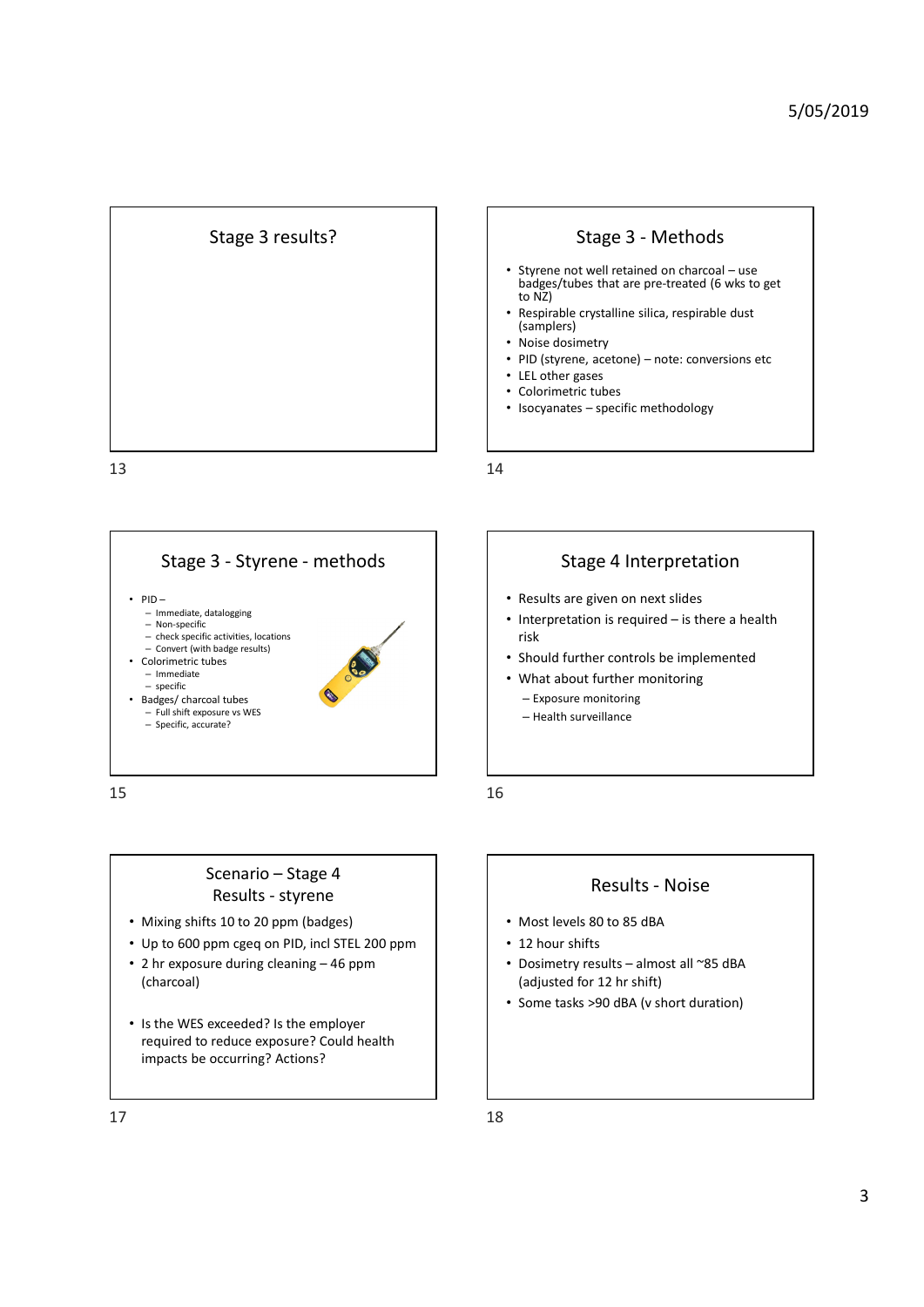## Stage 3 results?

## Stage 3 - Methods

- Styrene not well retained on charcoal – use badges/tubes that are pre-treated (6 wks to get to NZ)
- Respirable crystalline silica, respirable dust (samplers)
- Noise dosimetry
- PID (styrene, acetone) – note: conversions etc
- LEL other gases
- Colorimetric tubes
- Isocyanates – specific methodology

## Stage 3 - Styrene - methods

- PID –
  - Immediate, datalogging
  - Non-specific
  - check specific activities, locations
  - Convert (with badge results)
- Colorimetric tubes
  - Immediate
  - specific
- Badges/ charcoal tubes
  - Full shift exposure vs WES
  - Specific, accurate?

## Stage 4 Interpretation

- Results are given on next slides
- Interpretation is required – is there a health risk
- Should further controls be implemented
- What about further monitoring
  - Exposure monitoring
  - Health surveillance

## Scenario – Stage 4 Results - styrene

- Mixing shifts 10 to 20 ppm (badges)
- Up to 600 ppm cgeq on PID, incl STEL 200 ppm
- 2 hr exposure during cleaning – 46 ppm (charcoal)

- Is the WES exceeded? Is the employer required to reduce exposure? Could health impacts be occurring? Actions?

## Results - Noise

- Most levels 80 to 85 dBA
- 12 hour shifts
- Dosimetry results – almost all ~85 dBA (adjusted for 12 hr shift)
- Some tasks >90 dBA (v short duration)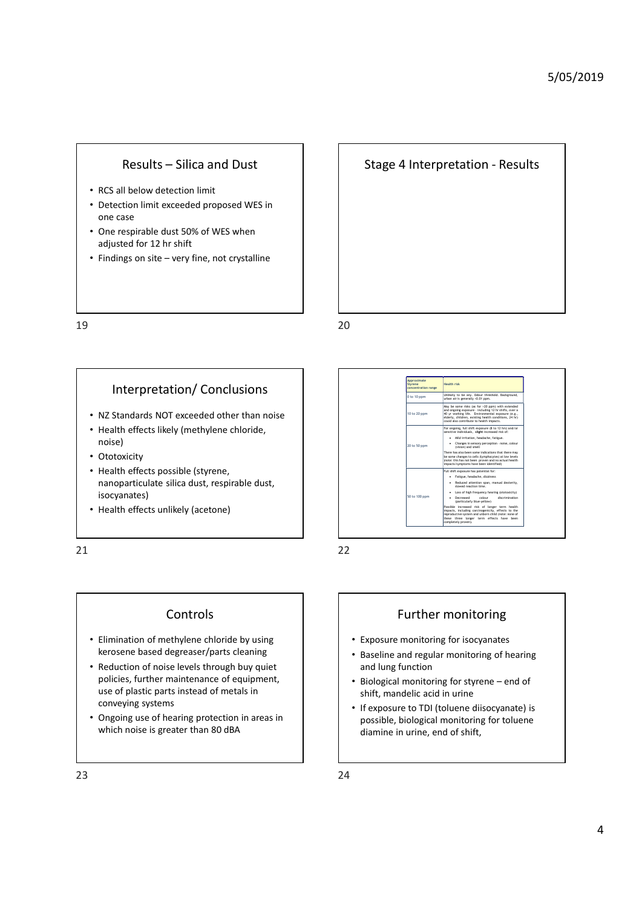## Results – Silica and Dust

- RCS all below detection limit
- Detection limit exceeded proposed WES in one case
- One respirable dust 50% of WES when adjusted for 12 hr shift
- Findings on site – very fine, not crystalline

## Stage 4 Interpretation - Results

## Interpretation/ Conclusions

- NZ Standards NOT exceeded other than noise
- Health effects likely (methylene chloride, noise)
- Ototoxicity
- Health effects possible (styrene, nanoparticulate silica dust, respirable dust, isocyanates)
- Health effects unlikely (acetone)

| Approximate Styrene concentration range | Health risk |
|---|---|
| 0 to 10 ppm | Unlikely to be any. Odour threshold. Background, urban air is generally <0.01 ppm. |
| 10 to 20 ppm | May be some risks (at for ~20 ppm) with extended and ongoing exposure - including 12 hr shifts, over a 40 yr working life. Environmental exposure (e.g. elderly, children, existing health conditions, 24 hr) could also contribute to health impacts. |
| 20 to 50 ppm | For ongoing, full shift exposure (8 to 12 hrs) and/or sensitive individuals, slight increased risk of: • Mild irritation, headache, fatigue. • Changes in sensory perception - noise, colour (vision) and smell. There has also been some indications that there may be some changes to cells (lymphocytes) at low levels (note: this has not been proven and no actual health impacts/symptoms have been identified) |
| 50 to 100 ppm | Full shift exposure has potential for: • Fatigue, headache, dizziness • Reduced attention span, manual dexterity, slowed reaction time. • Loss of high frequency hearing (ototoxicity) • Decreased colour discrimination (particularly blue-yellow) Possible increased risk of longer term health impacts, including carcinogenicity, effects to the reproductive system and unborn child (note: none of these three longer term effects have been completely proven). |

## Controls

- Elimination of methylene chloride by using kerosene based degreaser/parts cleaning
- Reduction of noise levels through buy quiet policies, further maintenance of equipment, use of plastic parts instead of metals in conveying systems
- Ongoing use of hearing protection in areas in which noise is greater than 80 dBA

## Further monitoring

- Exposure monitoring for isocyanates
- Baseline and regular monitoring of hearing and lung function
- Biological monitoring for styrene – end of shift, mandelic acid in urine
- If exposure to TDI (toluene diisocyanate) is possible, biological monitoring for toluene diamine in urine, end of shift,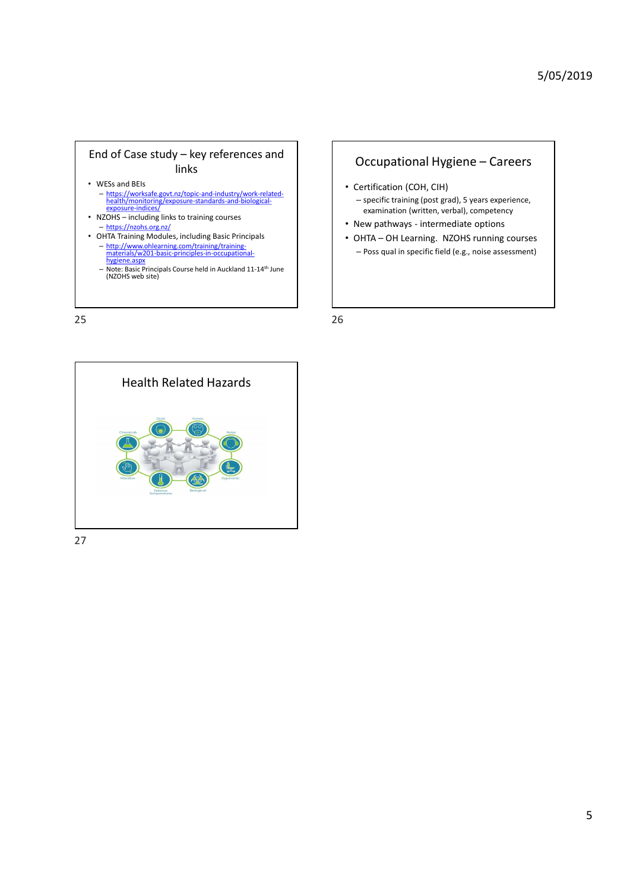## End of Case study – key references and links

- WESs and BEIs
  - https://worksafe.govt.nz/topic-and-industry/work-related-health/monitoring/exposure-standards-and-biological-exposure-indices/
- NZOHS – including links to training courses
  - https://nzohs.org.nz/
- OHTA Training Modules, including Basic Principals
  - http://www.ohlearning.com/training/training-materials/w201-basic-principles-in-occupational-hygiene.aspx
  - Note: Basic Principals Course held in Auckland 11-14th June (NZOHS web site)

## Occupational Hygiene – Careers

- Certification (COH, CIH)
  - specific training (post grad), 5 years experience, examination (written, verbal), competency
- New pathways - intermediate options
- OHTA – OH Learning. NZOHS running courses
  - Poss qual in specific field (e.g., noise assessment)

## Health Related Hazards

Dusts
Fumes
Noise
Chemicals
Vibration
Ergonomic
Extreme Temperatures
Biological